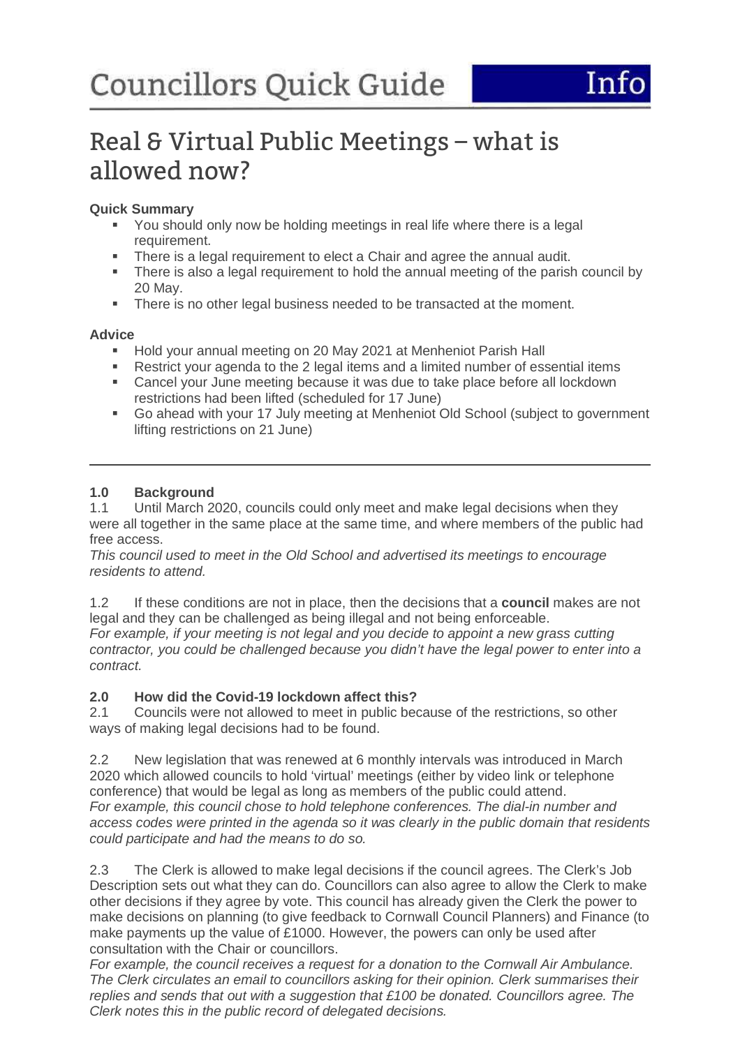# Councillors Quick Guide Info

## Real & Virtual Public Meetings – what is allowed now?

**Quick Summary**

- You should only now be holding meetings in real life where there is a legal requirement.
- There is a legal requirement to elect a Chair and agree the annual audit.
- There is also a legal requirement to hold the annual meeting of the parish council by 20 May.
- There is no other legal business needed to be transacted at the moment.

**Advice**

- Hold your annual meeting on 20 May 2021 at Menheniot Parish Hall
- Restrict your agenda to the 2 legal items and a limited number of essential items
- Cancel your June meeting because it was due to take place before all lockdown restrictions had been lifted (scheduled for 17 June)
- Go ahead with your 17 July meeting at Menheniot Old School (subject to government lifting restrictions on 21 June)

---

### 1.0 Background

1.1 Until March 2020, councils could only meet and make legal decisions when they were all together in the same place at the same time, and where members of the public had free access.
*This council used to meet in the Old School and advertised its meetings to encourage residents to attend.*

1.2 If these conditions are not in place, then the decisions that a **council** makes are not legal and they can be challenged as being illegal and not being enforceable.
*For example, if your meeting is not legal and you decide to appoint a new grass cutting contractor, you could be challenged because you didn't have the legal power to enter into a contract.*

### 2.0 How did the Covid-19 lockdown affect this?

2.1 Councils were not allowed to meet in public because of the restrictions, so other ways of making legal decisions had to be found.

2.2 New legislation that was renewed at 6 monthly intervals was introduced in March 2020 which allowed councils to hold 'virtual' meetings (either by video link or telephone conference) that would be legal as long as members of the public could attend.
*For example, this council chose to hold telephone conferences. The dial-in number and access codes were printed in the agenda so it was clearly in the public domain that residents could participate and had the means to do so.*

2.3 The Clerk is allowed to make legal decisions if the council agrees. The Clerk's Job Description sets out what they can do. Councillors can also agree to allow the Clerk to make other decisions if they agree by vote. This council has already given the Clerk the power to make decisions on planning (to give feedback to Cornwall Council Planners) and Finance (to make payments up the value of £1000. However, the powers can only be used after consultation with the Chair or councillors.
*For example, the council receives a request for a donation to the Cornwall Air Ambulance. The Clerk circulates an email to councillors asking for their opinion. Clerk summarises their replies and sends that out with a suggestion that £100 be donated. Councillors agree. The Clerk notes this in the public record of delegated decisions.*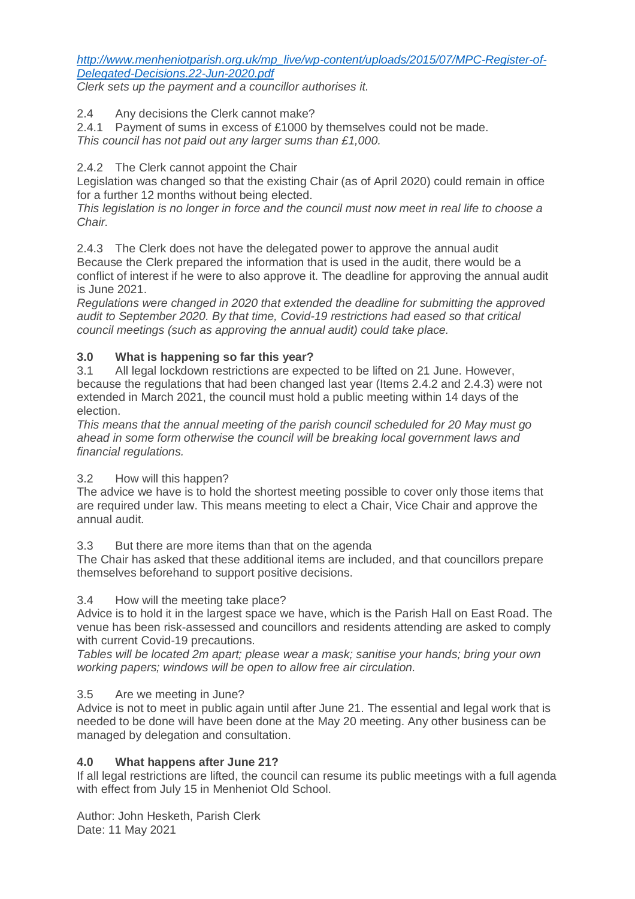*[http://www.menheniotparish.org.uk/mp_live/wp-content/uploads/2015/07/MPC-Register-of-Delegated-Decisions.22-Jun-2020.pdf](http://www.menheniotparish.org.uk/mp_live/wp-content/uploads/2015/07/MPC-Register-of-Delegated-Decisions.22-Jun-2020.pdf)*
*Clerk sets up the payment and a councillor authorises it.*

2.4 Any decisions the Clerk cannot make?
2.4.1 Payment of sums in excess of £1000 by themselves could not be made.
*This council has not paid out any larger sums than £1,000.*

2.4.2 The Clerk cannot appoint the Chair
Legislation was changed so that the existing Chair (as of April 2020) could remain in office for a further 12 months without being elected.
*This legislation is no longer in force and the council must now meet in real life to choose a Chair.*

2.4.3 The Clerk does not have the delegated power to approve the annual audit
Because the Clerk prepared the information that is used in the audit, there would be a conflict of interest if he were to also approve it. The deadline for approving the annual audit is June 2021.
*Regulations were changed in 2020 that extended the deadline for submitting the approved audit to September 2020. By that time, Covid-19 restrictions had eased so that critical council meetings (such as approving the annual audit) could take place.*

**3.0 What is happening so far this year?**

3.1 All legal lockdown restrictions are expected to be lifted on 21 June. However, because the regulations that had been changed last year (Items 2.4.2 and 2.4.3) were not extended in March 2021, the council must hold a public meeting within 14 days of the election.
*This means that the annual meeting of the parish council scheduled for 20 May must go ahead in some form otherwise the council will be breaking local government laws and financial regulations.*

3.2 How will this happen?
The advice we have is to hold the shortest meeting possible to cover only those items that are required under law. This means meeting to elect a Chair, Vice Chair and approve the annual audit.

3.3 But there are more items than that on the agenda
The Chair has asked that these additional items are included, and that councillors prepare themselves beforehand to support positive decisions.

3.4 How will the meeting take place?
Advice is to hold it in the largest space we have, which is the Parish Hall on East Road. The venue has been risk-assessed and councillors and residents attending are asked to comply with current Covid-19 precautions.
*Tables will be located 2m apart; please wear a mask; sanitise your hands; bring your own working papers; windows will be open to allow free air circulation.*

3.5 Are we meeting in June?
Advice is not to meet in public again until after June 21. The essential and legal work that is needed to be done will have been done at the May 20 meeting. Any other business can be managed by delegation and consultation.

**4.0 What happens after June 21?**

If all legal restrictions are lifted, the council can resume its public meetings with a full agenda with effect from July 15 in Menheniot Old School.

Author: John Hesketh, Parish Clerk
Date: 11 May 2021